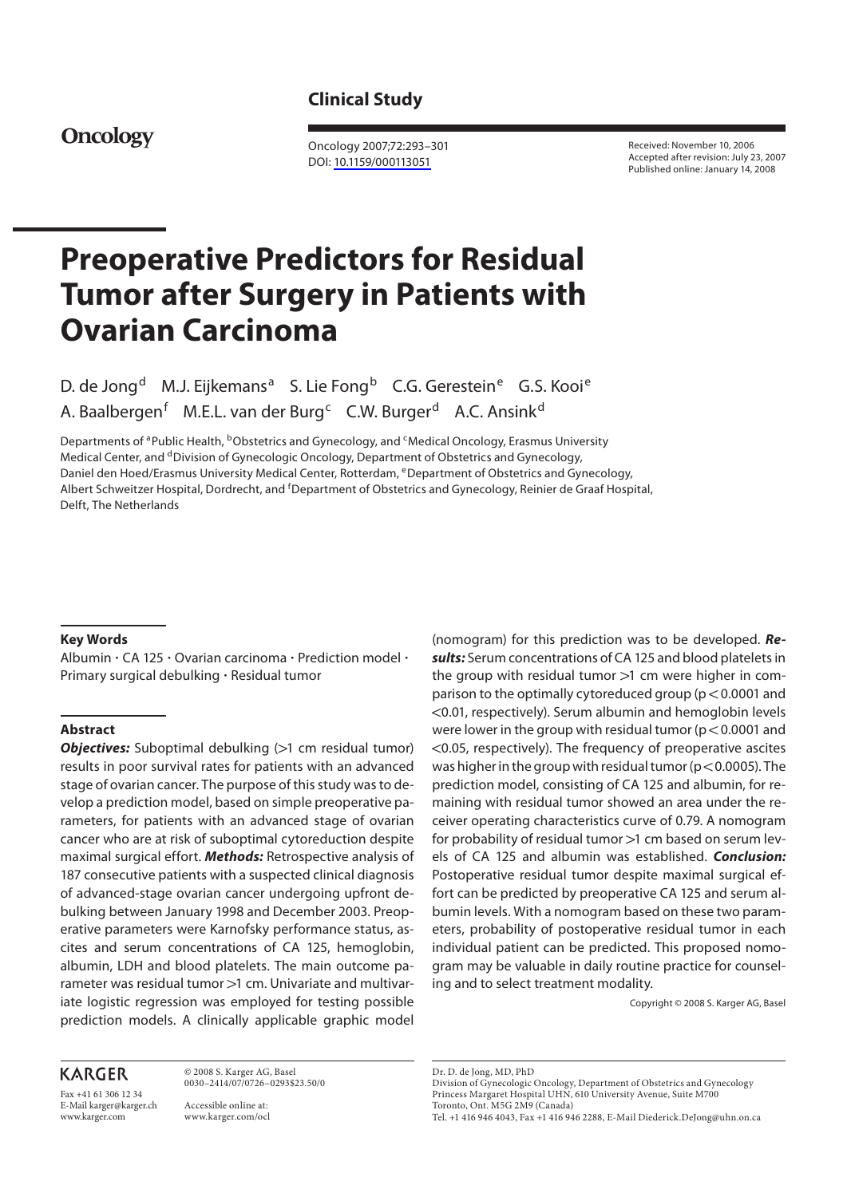**Clinical Study**

**Oncology**

Oncology 2007;72:293–301
DOI: 10.1159/000113051

Received: November 10, 2006
Accepted after revision: July 23, 2007
Published online: January 14, 2008

# Preoperative Predictors for Residual Tumor after Surgery in Patients with Ovarian Carcinoma

D. de Jong[d] M.J. Eijkemans[a] S. Lie Fong[b] C.G. Gerestein[e] G.S. Kooi[e] A. Baalbergen[f] M.E.L. van der Burg[c] C.W. Burger[d] A.C. Ansink[d]

Departments of [a]Public Health, [b]Obstetrics and Gynecology, and [c]Medical Oncology, Erasmus University Medical Center, and [d]Division of Gynecologic Oncology, Department of Obstetrics and Gynecology, Daniel den Hoed/Erasmus University Medical Center, Rotterdam, [e]Department of Obstetrics and Gynecology, Albert Schweitzer Hospital, Dordrecht, and [f]Department of Obstetrics and Gynecology, Reinier de Graaf Hospital, Delft, The Netherlands

## Key Words

Albumin · CA 125 · Ovarian carcinoma · Prediction model · Primary surgical debulking · Residual tumor

## Abstract

***Objectives:*** Suboptimal debulking (>1 cm residual tumor) results in poor survival rates for patients with an advanced stage of ovarian cancer. The purpose of this study was to develop a prediction model, based on simple preoperative parameters, for patients with an advanced stage of ovarian cancer who are at risk of suboptimal cytoreduction despite maximal surgical effort. ***Methods:*** Retrospective analysis of 187 consecutive patients with a suspected clinical diagnosis of advanced-stage ovarian cancer undergoing upfront debulking between January 1998 and December 2003. Preoperative parameters were Karnofsky performance status, ascites and serum concentrations of CA 125, hemoglobin, albumin, LDH and blood platelets. The main outcome parameter was residual tumor >1 cm. Univariate and multivariate logistic regression was employed for testing possible prediction models. A clinically applicable graphic model (nomogram) for this prediction was to be developed. ***Results:*** Serum concentrations of CA 125 and blood platelets in the group with residual tumor >1 cm were higher in comparison to the optimally cytoreduced group ($p < 0.0001$ and $<0.01$, respectively). Serum albumin and hemoglobin levels were lower in the group with residual tumor ($p < 0.0001$ and $<0.05$, respectively). The frequency of preoperative ascites was higher in the group with residual tumor ($p < 0.0005$). The prediction model, consisting of CA 125 and albumin, for remaining with residual tumor showed an area under the receiver operating characteristics curve of 0.79. A nomogram for probability of residual tumor >1 cm based on serum levels of CA 125 and albumin was established. ***Conclusion:*** Postoperative residual tumor despite maximal surgical effort can be predicted by preoperative CA 125 and serum albumin levels. With a nomogram based on these two parameters, probability of postoperative residual tumor in each individual patient can be predicted. This proposed nomogram may be valuable in daily routine practice for counseling and to select treatment modality.

Copyright © 2008 S. Karger AG, Basel

KARGER
Fax +41 61 306 12 34
E-Mail karger@karger.ch
www.karger.com

© 2008 S. Karger AG, Basel
0030–2414/07/0726–0293$23.50/0

Accessible online at:
www.karger.com/ocl

Dr. D. de Jong, MD, PhD
Division of Gynecologic Oncology, Department of Obstetrics and Gynecology
Princess Margaret Hospital UHN, 610 University Avenue, Suite M700
Toronto, Ont. M5G 2M9 (Canada)
Tel. +1 416 946 4043, Fax +1 416 946 2288, E-Mail Diederick.DeJong@uhn.on.ca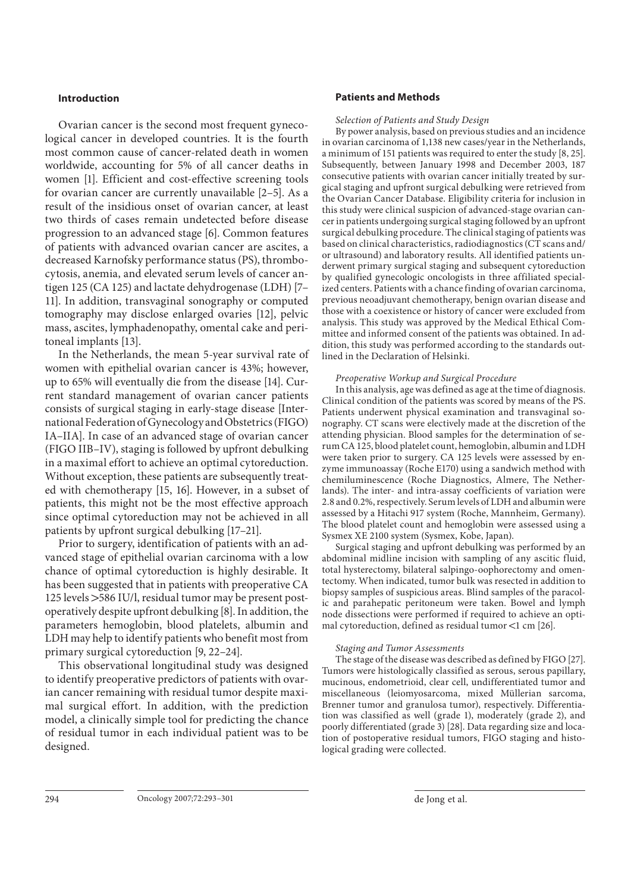## Introduction

Ovarian cancer is the second most frequent gynecological cancer in developed countries. It is the fourth most common cause of cancer-related death in women worldwide, accounting for 5% of all cancer deaths in women [1]. Efficient and cost-effective screening tools for ovarian cancer are currently unavailable [2–5]. As a result of the insidious onset of ovarian cancer, at least two thirds of cases remain undetected before disease progression to an advanced stage [6]. Common features of patients with advanced ovarian cancer are ascites, a decreased Karnofsky performance status (PS), thrombocytosis, anemia, and elevated serum levels of cancer antigen 125 (CA 125) and lactate dehydrogenase (LDH) [7–11]. In addition, transvaginal sonography or computed tomography may disclose enlarged ovaries [12], pelvic mass, ascites, lymphadenopathy, omental cake and peritoneal implants [13].

In the Netherlands, the mean 5-year survival rate of women with epithelial ovarian cancer is 43%; however, up to 65% will eventually die from the disease [14]. Current standard management of ovarian cancer patients consists of surgical staging in early-stage disease [International Federation of Gynecology and Obstetrics (FIGO) IA–IIA]. In case of an advanced stage of ovarian cancer (FIGO IIB–IV), staging is followed by upfront debulking in a maximal effort to achieve an optimal cytoreduction. Without exception, these patients are subsequently treated with chemotherapy [15, 16]. However, in a subset of patients, this might not be the most effective approach since optimal cytoreduction may not be achieved in all patients by upfront surgical debulking [17–21].

Prior to surgery, identification of patients with an advanced stage of epithelial ovarian carcinoma with a low chance of optimal cytoreduction is highly desirable. It has been suggested that in patients with preoperative CA 125 levels >586 IU/l, residual tumor may be present postoperatively despite upfront debulking [8]. In addition, the parameters hemoglobin, blood platelets, albumin and LDH may help to identify patients who benefit most from primary surgical cytoreduction [9, 22–24].

This observational longitudinal study was designed to identify preoperative predictors of patients with ovarian cancer remaining with residual tumor despite maximal surgical effort. In addition, with the prediction model, a clinically simple tool for predicting the chance of residual tumor in each individual patient was to be designed.

## Patients and Methods

### *Selection of Patients and Study Design*

By power analysis, based on previous studies and an incidence in ovarian carcinoma of 1,138 new cases/year in the Netherlands, a minimum of 151 patients was required to enter the study [8, 25]. Subsequently, between January 1998 and December 2003, 187 consecutive patients with ovarian cancer initially treated by surgical staging and upfront surgical debulking were retrieved from the Ovarian Cancer Database. Eligibility criteria for inclusion in this study were clinical suspicion of advanced-stage ovarian cancer in patients undergoing surgical staging followed by an upfront surgical debulking procedure. The clinical staging of patients was based on clinical characteristics, radiodiagnostics (CT scans and/or ultrasound) and laboratory results. All identified patients underwent primary surgical staging and subsequent cytoreduction by qualified gynecologic oncologists in three affiliated specialized centers. Patients with a chance finding of ovarian carcinoma, previous neoadjuvant chemotherapy, benign ovarian disease and those with a coexistence or history of cancer were excluded from analysis. This study was approved by the Medical Ethical Committee and informed consent of the patients was obtained. In addition, this study was performed according to the standards outlined in the Declaration of Helsinki.

### *Preoperative Workup and Surgical Procedure*

In this analysis, age was defined as age at the time of diagnosis. Clinical condition of the patients was scored by means of the PS. Patients underwent physical examination and transvaginal sonography. CT scans were electively made at the discretion of the attending physician. Blood samples for the determination of serum CA 125, blood platelet count, hemoglobin, albumin and LDH were taken prior to surgery. CA 125 levels were assessed by enzyme immunoassay (Roche E170) using a sandwich method with chemiluminescence (Roche Diagnostics, Almere, The Netherlands). The inter- and intra-assay coefficients of variation were 2.8 and 0.2%, respectively. Serum levels of LDH and albumin were assessed by a Hitachi 917 system (Roche, Mannheim, Germany). The blood platelet count and hemoglobin were assessed using a Sysmex XE 2100 system (Sysmex, Kobe, Japan).

Surgical staging and upfront debulking was performed by an abdominal midline incision with sampling of any ascitic fluid, total hysterectomy, bilateral salpingo-oophorectomy and omentectomy. When indicated, tumor bulk was resected in addition to biopsy samples of suspicious areas. Blind samples of the paracolic and parahepatic peritoneum were taken. Bowel and lymph node dissections were performed if required to achieve an optimal cytoreduction, defined as residual tumor <1 cm [26].

### *Staging and Tumor Assessments*

The stage of the disease was described as defined by FIGO [27]. Tumors were histologically classified as serous, serous papillary, mucinous, endometrioid, clear cell, undifferentiated tumor and miscellaneous (leiomyosarcoma, mixed Müllerian sarcoma, Brenner tumor and granulosa tumor), respectively. Differentiation was classified as well (grade 1), moderately (grade 2), and poorly differentiated (grade 3) [28]. Data regarding size and location of postoperative residual tumors, FIGO staging and histological grading were collected.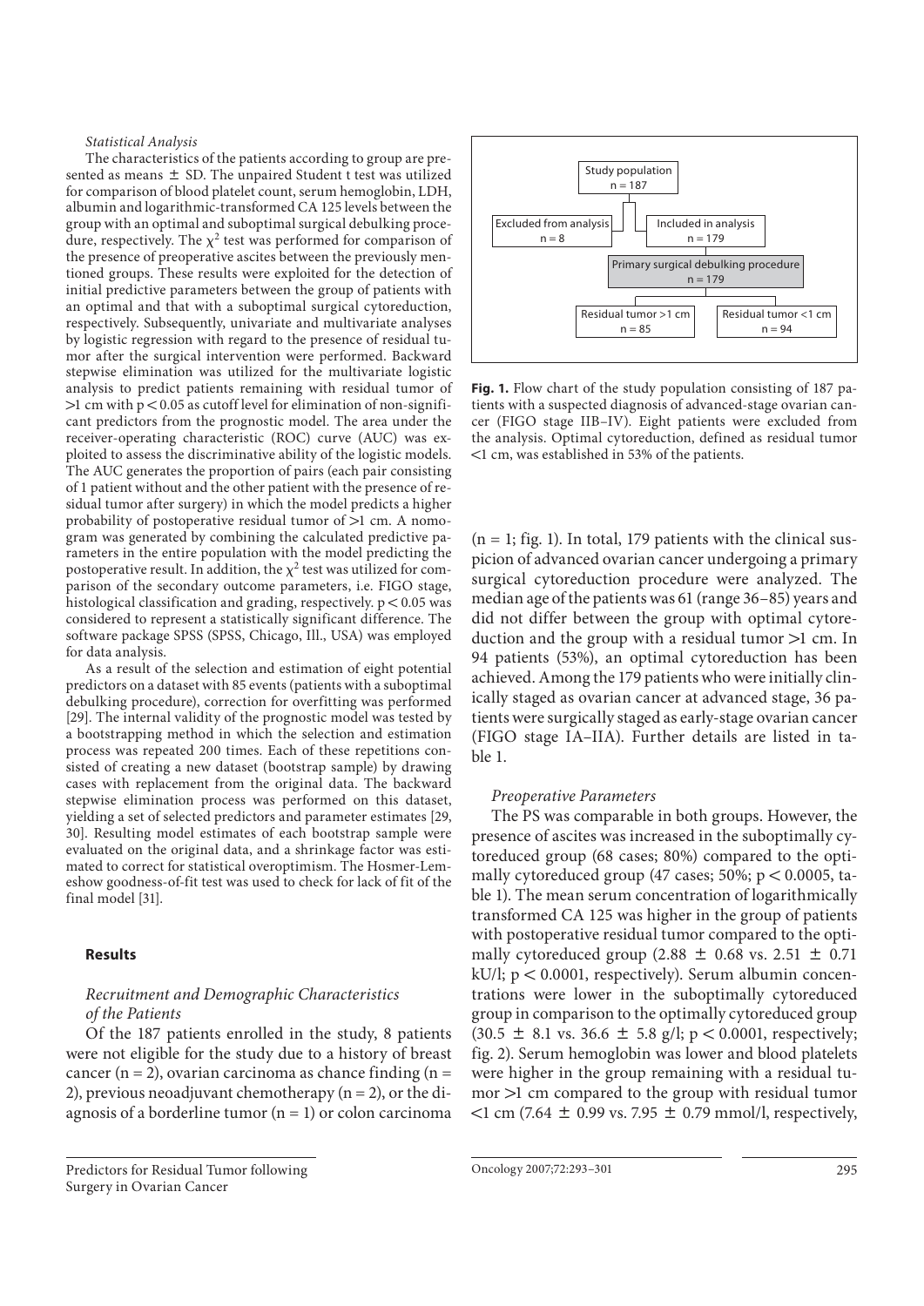*Statistical Analysis*

The characteristics of the patients according to group are presented as means ± SD. The unpaired Student t test was utilized for comparison of blood platelet count, serum hemoglobin, LDH, albumin and logarithmic-transformed CA 125 levels between the group with an optimal and suboptimal surgical debulking procedure, respectively. The $\chi^2$ test was performed for comparison of the presence of preoperative ascites between the previously mentioned groups. These results were exploited for the detection of initial predictive parameters between the group of patients with an optimal and that with a suboptimal surgical cytoreduction, respectively. Subsequently, univariate and multivariate analyses by logistic regression with regard to the presence of residual tumor after the surgical intervention were performed. Backward stepwise elimination was utilized for the multivariate logistic analysis to predict patients remaining with residual tumor of >1 cm with $p < 0.05$ as cutoff level for elimination of non-significant predictors from the prognostic model. The area under the receiver-operating characteristic (ROC) curve (AUC) was exploited to assess the discriminative ability of the logistic models. The AUC generates the proportion of pairs (each pair consisting of 1 patient without and the other patient with the presence of residual tumor after surgery) in which the model predicts a higher probability of postoperative residual tumor of >1 cm. A nomogram was generated by combining the calculated predictive parameters in the entire population with the model predicting the postoperative result. In addition, the $\chi^2$ test was utilized for comparison of the secondary outcome parameters, i.e. FIGO stage, histological classification and grading, respectively. $p < 0.05$ was considered to represent a statistically significant difference. The software package SPSS (SPSS, Chicago, Ill., USA) was employed for data analysis.

As a result of the selection and estimation of eight potential predictors on a dataset with 85 events (patients with a suboptimal debulking procedure), correction for overfitting was performed [29]. The internal validity of the prognostic model was tested by a bootstrapping method in which the selection and estimation process was repeated 200 times. Each of these repetitions consisted of creating a new dataset (bootstrap sample) by drawing cases with replacement from the original data. The backward stepwise elimination process was performed on this dataset, yielding a set of selected predictors and parameter estimates [29, 30]. Resulting model estimates of each bootstrap sample were evaluated on the original data, and a shrinkage factor was estimated to correct for statistical overoptimism. The Hosmer-Lemeshow goodness-of-fit test was used to check for lack of fit of the final model [31].

## Results

*Recruitment and Demographic Characteristics of the Patients*

Of the 187 patients enrolled in the study, 8 patients were not eligible for the study due to a history of breast cancer (n = 2), ovarian carcinoma as chance finding (n = 2), previous neoadjuvant chemotherapy (n = 2), or the diagnosis of a borderline tumor (n = 1) or colon carcinoma (n = 1; fig. 1). In total, 179 patients with the clinical suspicion of advanced ovarian cancer undergoing a primary surgical cytoreduction procedure were analyzed. The median age of the patients was 61 (range 36–85) years and did not differ between the group with optimal cytoreduction and the group with a residual tumor >1 cm. In 94 patients (53%), an optimal cytoreduction has been achieved. Among the 179 patients who were initially clinically staged as ovarian cancer at advanced stage, 36 patients were surgically staged as early-stage ovarian cancer (FIGO stage IA–IIA). Further details are listed in table 1.

Study population n = 187 → Excluded from analysis n = 8; Included in analysis n = 179 → Primary surgical debulking procedure n = 179 → Residual tumor >1 cm n = 85; Residual tumor <1 cm n = 94

**Fig. 1.** Flow chart of the study population consisting of 187 patients with a suspected diagnosis of advanced-stage ovarian cancer (FIGO stage IIB–IV). Eight patients were excluded from the analysis. Optimal cytoreduction, defined as residual tumor <1 cm, was established in 53% of the patients.

*Preoperative Parameters*

The PS was comparable in both groups. However, the presence of ascites was increased in the suboptimally cytoreduced group (68 cases; 80%) compared to the optimally cytoreduced group (47 cases; 50%; $p < 0.0005$, table 1). The mean serum concentration of logarithmically transformed CA 125 was higher in the group of patients with postoperative residual tumor compared to the optimally cytoreduced group (2.88 ± 0.68 vs. 2.51 ± 0.71 kU/l; $p < 0.0001$, respectively). Serum albumin concentrations were lower in the suboptimally cytoreduced group in comparison to the optimally cytoreduced group (30.5 ± 8.1 vs. 36.6 ± 5.8 g/l; $p < 0.0001$, respectively; fig. 2). Serum hemoglobin was lower and blood platelets were higher in the group remaining with a residual tumor >1 cm compared to the group with residual tumor <1 cm (7.64 ± 0.99 vs. 7.95 ± 0.79 mmol/l, respectively,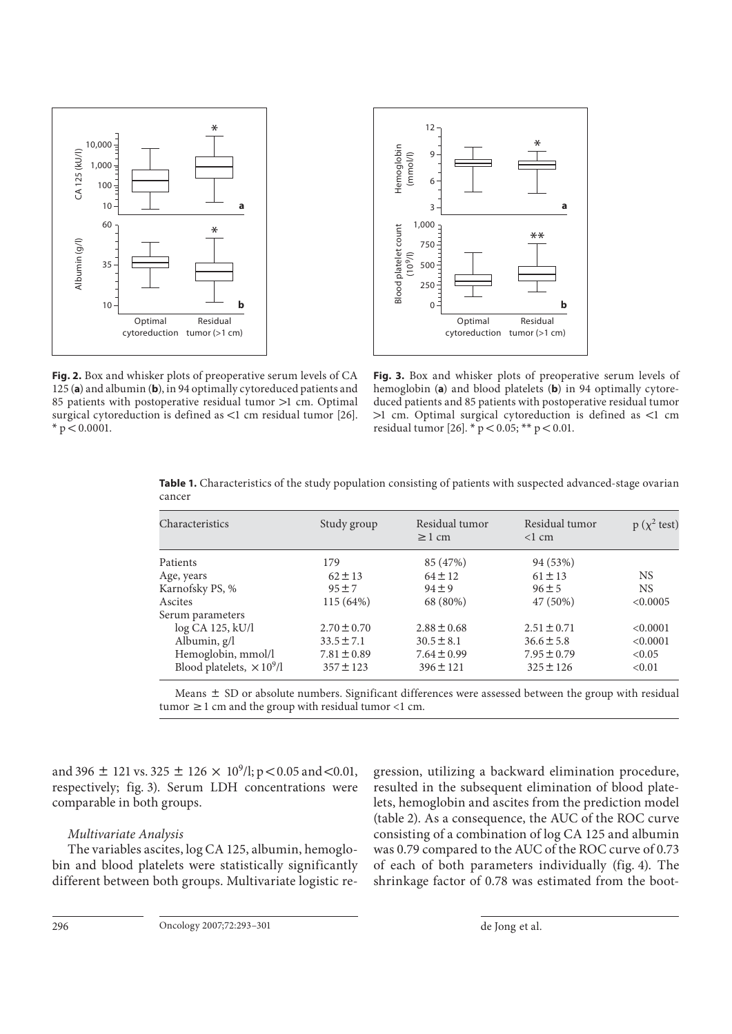**Fig. 2.** Box and whisker plots of preoperative serum levels of CA 125 (**a**) and albumin (**b**), in 94 optimally cytoreduced patients and 85 patients with postoperative residual tumor >1 cm. Optimal surgical cytoreduction is defined as <1 cm residual tumor [26]. * $p < 0.0001$.

**Fig. 3.** Box and whisker plots of preoperative serum levels of hemoglobin (**a**) and blood platelets (**b**) in 94 optimally cytoreduced patients and 85 patients with postoperative residual tumor >1 cm. Optimal surgical cytoreduction is defined as <1 cm residual tumor [26]. * $p < 0.05$; ** $p < 0.01$.

**Table 1.** Characteristics of the study population consisting of patients with suspected advanced-stage ovarian cancer

| Characteristics | Study group | Residual tumor ≥1 cm | Residual tumor <1 cm | p ($\chi^2$ test) |
|---|---|---|---|---|
| Patients | 179 | 85 (47%) | 94 (53%) | |
| Age, years | 62 ± 13 | 64 ± 12 | 61 ± 13 | NS |
| Karnofsky PS, % | 95 ± 7 | 94 ± 9 | 96 ± 5 | NS |
| Ascites | 115 (64%) | 68 (80%) | 47 (50%) | <0.0005 |
| Serum parameters | | | | |
| log CA 125, kU/l | 2.70 ± 0.70 | 2.88 ± 0.68 | 2.51 ± 0.71 | <0.0001 |
| Albumin, g/l | 33.5 ± 7.1 | 30.5 ± 8.1 | 36.6 ± 5.8 | <0.0001 |
| Hemoglobin, mmol/l | 7.81 ± 0.89 | 7.64 ± 0.99 | 7.95 ± 0.79 | <0.05 |
| Blood platelets, $\times 10^9$/l | 357 ± 123 | 396 ± 121 | 325 ± 126 | <0.01 |

Means ± SD or absolute numbers. Significant differences were assessed between the group with residual tumor ≥1 cm and the group with residual tumor <1 cm.

and 396 ± 121 vs. 325 ± 126 × $10^9$/l; $p < 0.05$ and $< 0.01$, respectively; fig. 3). Serum LDH concentrations were comparable in both groups.

*Multivariate Analysis*

The variables ascites, log CA 125, albumin, hemoglobin and blood platelets were statistically significantly different between both groups. Multivariate logistic regression, utilizing a backward elimination procedure, resulted in the subsequent elimination of blood platelets, hemoglobin and ascites from the prediction model (table 2). As a consequence, the AUC of the ROC curve consisting of a combination of log CA 125 and albumin was 0.79 compared to the AUC of the ROC curve of 0.73 of each of both parameters individually (fig. 4). The shrinkage factor of 0.78 was estimated from the boot-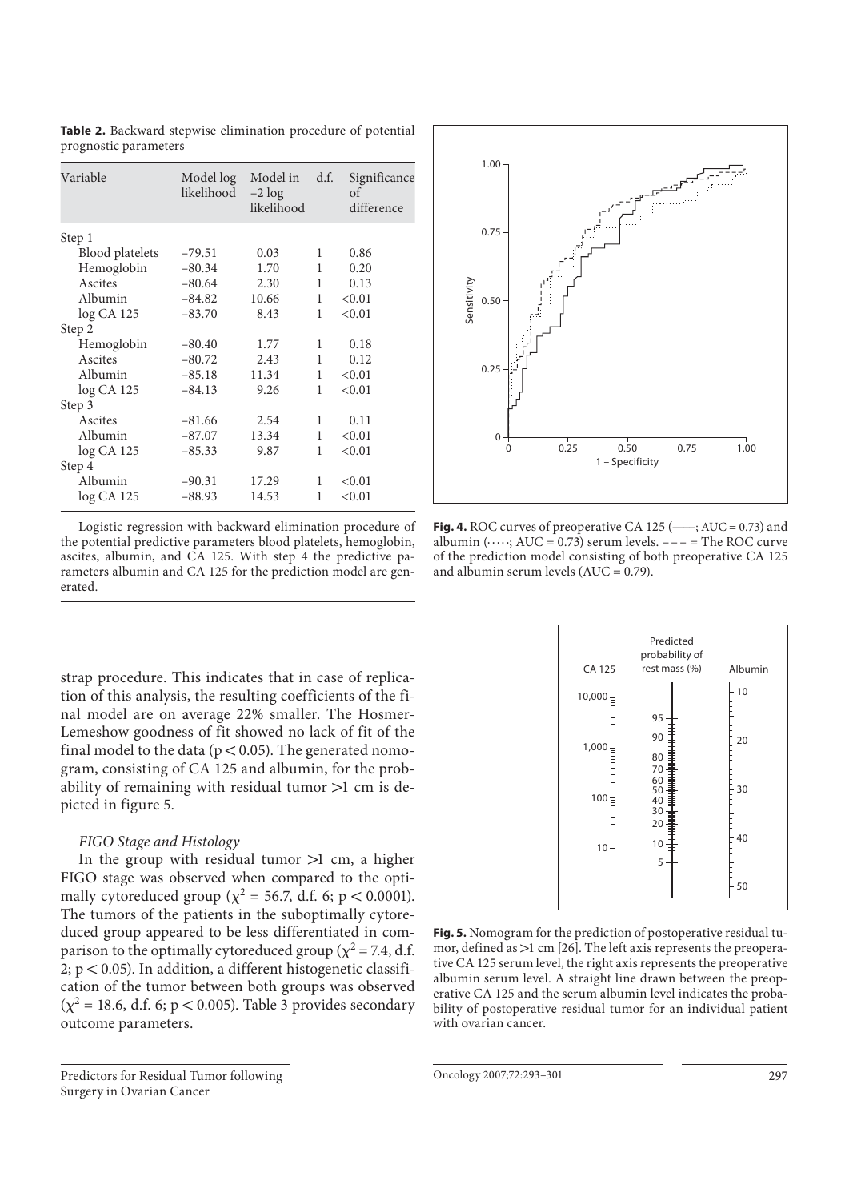**Table 2.** Backward stepwise elimination procedure of potential prognostic parameters

| Variable | Model log likelihood | Model in −2 log likelihood | d.f. | Significance of difference |
|---|---|---|---|---|
| Step 1 | | | | |
| Blood platelets | −79.51 | 0.03 | 1 | 0.86 |
| Hemoglobin | −80.34 | 1.70 | 1 | 0.20 |
| Ascites | −80.64 | 2.30 | 1 | 0.13 |
| Albumin | −84.82 | 10.66 | 1 | <0.01 |
| log CA 125 | −83.70 | 8.43 | 1 | <0.01 |
| Step 2 | | | | |
| Hemoglobin | −80.40 | 1.77 | 1 | 0.18 |
| Ascites | −80.72 | 2.43 | 1 | 0.12 |
| Albumin | −85.18 | 11.34 | 1 | <0.01 |
| log CA 125 | −84.13 | 9.26 | 1 | <0.01 |
| Step 3 | | | | |
| Ascites | −81.66 | 2.54 | 1 | 0.11 |
| Albumin | −87.07 | 13.34 | 1 | <0.01 |
| log CA 125 | −85.33 | 9.87 | 1 | <0.01 |
| Step 4 | | | | |
| Albumin | −90.31 | 17.29 | 1 | <0.01 |
| log CA 125 | −88.93 | 14.53 | 1 | <0.01 |

Logistic regression with backward elimination procedure of the potential predictive parameters blood platelets, hemoglobin, ascites, albumin, and CA 125. With step 4 the predictive parameters albumin and CA 125 for the prediction model are generated.

**Fig. 4.** ROC curves of preoperative CA 125 (——; AUC = 0.73) and albumin (·····; AUC = 0.73) serum levels. – – – = The ROC curve of the prediction model consisting of both preoperative CA 125 and albumin serum levels (AUC = 0.79).

strap procedure. This indicates that in case of replication of this analysis, the resulting coefficients of the final model are on average 22% smaller. The Hosmer-Lemeshow goodness of fit showed no lack of fit of the final model to the data ($p < 0.05$). The generated nomogram, consisting of CA 125 and albumin, for the probability of remaining with residual tumor >1 cm is depicted in figure 5.

*FIGO Stage and Histology*

In the group with residual tumor >1 cm, a higher FIGO stage was observed when compared to the optimally cytoreduced group ($\chi^2 = 56.7$, d.f. 6; $p < 0.0001$). The tumors of the patients in the suboptimally cytoreduced group appeared to be less differentiated in comparison to the optimally cytoreduced group ($\chi^2 = 7.4$, d.f. 2; $p < 0.05$). In addition, a different histogenetic classification of the tumor between both groups was observed ($\chi^2 = 18.6$, d.f. 6; $p < 0.005$). Table 3 provides secondary outcome parameters.

**Fig. 5.** Nomogram for the prediction of postoperative residual tumor, defined as >1 cm [26]. The left axis represents the preoperative CA 125 serum level, the right axis represents the preoperative albumin serum level. A straight line drawn between the preoperative CA 125 and the serum albumin level indicates the probability of postoperative residual tumor for an individual patient with ovarian cancer.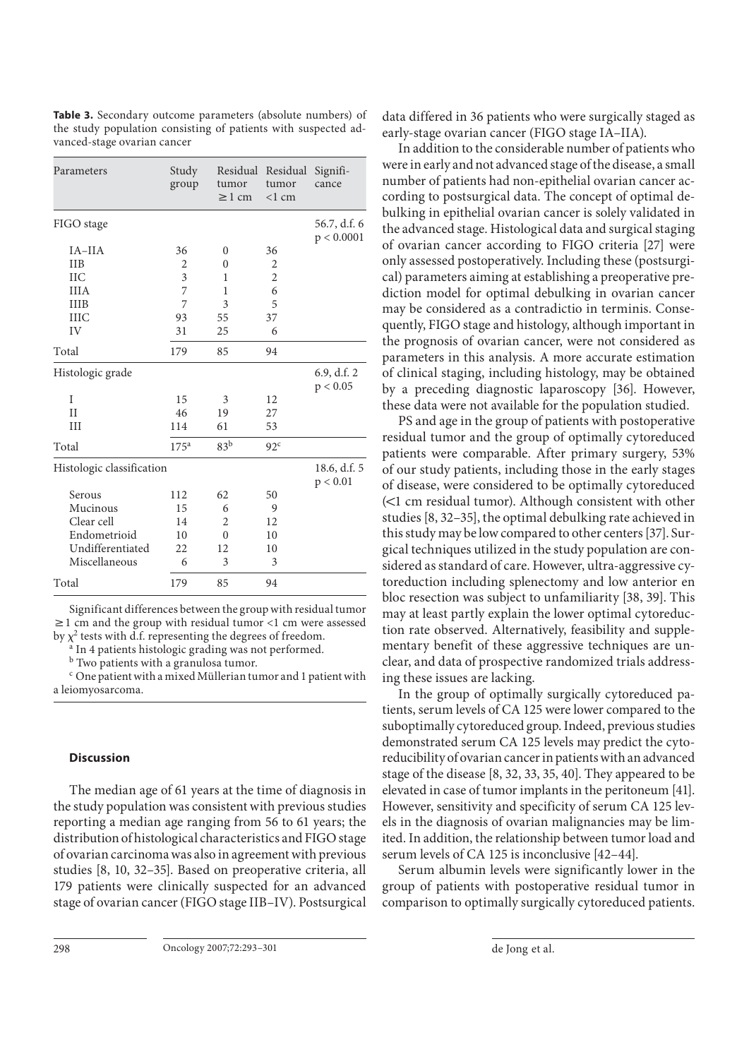**Table 3.** Secondary outcome parameters (absolute numbers) of the study population consisting of patients with suspected advanced-stage ovarian cancer

| Parameters | Study group | Residual tumor ≥1 cm | Residual tumor <1 cm | Significance |
|---|---|---|---|---|
| FIGO stage | | | | 56.7, d.f. 6 $p < 0.0001$ |
| IA–IIA | 36 | 0 | 36 | |
| IIB | 2 | 0 | 2 | |
| IIC | 3 | 1 | 2 | |
| IIIA | 7 | 1 | 6 | |
| IIIB | 7 | 3 | 5 | |
| IIIC | 93 | 55 | 37 | |
| IV | 31 | 25 | 6 | |
| Total | 179 | 85 | 94 | |
| Histologic grade | | | | 6.9, d.f. 2 $p < 0.05$ |
| I | 15 | 3 | 12 | |
| II | 46 | 19 | 27 | |
| III | 114 | 61 | 53 | |
| Total | 175[a] | 83[b] | 92[c] | |
| Histologic classification | | | | 18.6, d.f. 5 $p < 0.01$ |
| Serous | 112 | 62 | 50 | |
| Mucinous | 15 | 6 | 9 | |
| Clear cell | 14 | 2 | 12 | |
| Endometrioid | 10 | 0 | 10 | |
| Undifferentiated | 22 | 12 | 10 | |
| Miscellaneous | 6 | 3 | 3 | |
| Total | 179 | 85 | 94 | |

Significant differences between the group with residual tumor ≥1 cm and the group with residual tumor <1 cm were assessed by $\chi^2$ tests with d.f. representing the degrees of freedom.

[a] In 4 patients histologic grading was not performed.

[b] Two patients with a granulosa tumor.

[c] One patient with a mixed Müllerian tumor and 1 patient with a leiomyosarcoma.

## Discussion

The median age of 61 years at the time of diagnosis in the study population was consistent with previous studies reporting a median age ranging from 56 to 61 years; the distribution of histological characteristics and FIGO stage of ovarian carcinoma was also in agreement with previous studies [8, 10, 32–35]. Based on preoperative criteria, all 179 patients were clinically suspected for an advanced stage of ovarian cancer (FIGO stage IIB–IV). Postsurgical data differed in 36 patients who were surgically staged as early-stage ovarian cancer (FIGO stage IA–IIA).

In addition to the considerable number of patients who were in early and not advanced stage of the disease, a small number of patients had non-epithelial ovarian cancer according to postsurgical data. The concept of optimal debulking in epithelial ovarian cancer is solely validated in the advanced stage. Histological data and surgical staging of ovarian cancer according to FIGO criteria [27] were only assessed postoperatively. Including these (postsurgical) parameters aiming at establishing a preoperative prediction model for optimal debulking in ovarian cancer may be considered as a contradictio in terminis. Consequently, FIGO stage and histology, although important in the prognosis of ovarian cancer, were not considered as parameters in this analysis. A more accurate estimation of clinical staging, including histology, may be obtained by a preceding diagnostic laparoscopy [36]. However, these data were not available for the population studied.

PS and age in the group of patients with postoperative residual tumor and the group of optimally cytoreduced patients were comparable. After primary surgery, 53% of our study patients, including those in the early stages of disease, were considered to be optimally cytoreduced (<1 cm residual tumor). Although consistent with other studies [8, 32–35], the optimal debulking rate achieved in this study may be low compared to other centers [37]. Surgical techniques utilized in the study population are considered as standard of care. However, ultra-aggressive cytoreduction including splenectomy and low anterior en bloc resection was subject to unfamiliarity [38, 39]. This may at least partly explain the lower optimal cytoreduction rate observed. Alternatively, feasibility and supplementary benefit of these aggressive techniques are unclear, and data of prospective randomized trials addressing these issues are lacking.

In the group of optimally surgically cytoreduced patients, serum levels of CA 125 were lower compared to the suboptimally cytoreduced group. Indeed, previous studies demonstrated serum CA 125 levels may predict the cytoreducibility of ovarian cancer in patients with an advanced stage of the disease [8, 32, 33, 35, 40]. They appeared to be elevated in case of tumor implants in the peritoneum [41]. However, sensitivity and specificity of serum CA 125 levels in the diagnosis of ovarian malignancies may be limited. In addition, the relationship between tumor load and serum levels of CA 125 is inconclusive [42–44].

Serum albumin levels were significantly lower in the group of patients with postoperative residual tumor in comparison to optimally surgically cytoreduced patients.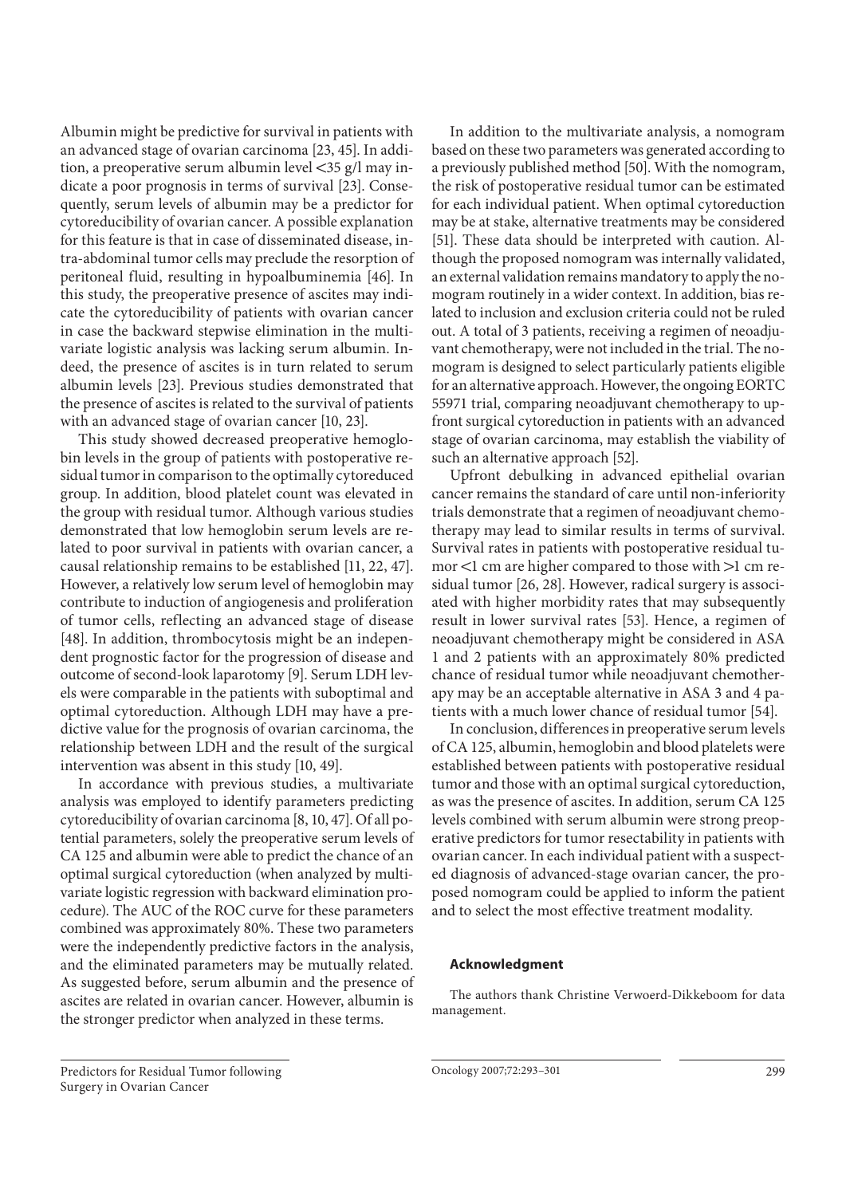Albumin might be predictive for survival in patients with an advanced stage of ovarian carcinoma [23, 45]. In addition, a preoperative serum albumin level <35 g/l may indicate a poor prognosis in terms of survival [23]. Consequently, serum levels of albumin may be a predictor for cytoreducibility of ovarian cancer. A possible explanation for this feature is that in case of disseminated disease, intra-abdominal tumor cells may preclude the resorption of peritoneal fluid, resulting in hypoalbuminemia [46]. In this study, the preoperative presence of ascites may indicate the cytoreducibility of patients with ovarian cancer in case the backward stepwise elimination in the multivariate logistic analysis was lacking serum albumin. Indeed, the presence of ascites is in turn related to serum albumin levels [23]. Previous studies demonstrated that the presence of ascites is related to the survival of patients with an advanced stage of ovarian cancer [10, 23].

This study showed decreased preoperative hemoglobin levels in the group of patients with postoperative residual tumor in comparison to the optimally cytoreduced group. In addition, blood platelet count was elevated in the group with residual tumor. Although various studies demonstrated that low hemoglobin serum levels are related to poor survival in patients with ovarian cancer, a causal relationship remains to be established [11, 22, 47]. However, a relatively low serum level of hemoglobin may contribute to induction of angiogenesis and proliferation of tumor cells, reflecting an advanced stage of disease [48]. In addition, thrombocytosis might be an independent prognostic factor for the progression of disease and outcome of second-look laparotomy [9]. Serum LDH levels were comparable in the patients with suboptimal and optimal cytoreduction. Although LDH may have a predictive value for the prognosis of ovarian carcinoma, the relationship between LDH and the result of the surgical intervention was absent in this study [10, 49].

In accordance with previous studies, a multivariate analysis was employed to identify parameters predicting cytoreducibility of ovarian carcinoma [8, 10, 47]. Of all potential parameters, solely the preoperative serum levels of CA 125 and albumin were able to predict the chance of an optimal surgical cytoreduction (when analyzed by multivariate logistic regression with backward elimination procedure). The AUC of the ROC curve for these parameters combined was approximately 80%. These two parameters were the independently predictive factors in the analysis, and the eliminated parameters may be mutually related. As suggested before, serum albumin and the presence of ascites are related in ovarian cancer. However, albumin is the stronger predictor when analyzed in these terms.

In addition to the multivariate analysis, a nomogram based on these two parameters was generated according to a previously published method [50]. With the nomogram, the risk of postoperative residual tumor can be estimated for each individual patient. When optimal cytoreduction may be at stake, alternative treatments may be considered [51]. These data should be interpreted with caution. Although the proposed nomogram was internally validated, an external validation remains mandatory to apply the nomogram routinely in a wider context. In addition, bias related to inclusion and exclusion criteria could not be ruled out. A total of 3 patients, receiving a regimen of neoadjuvant chemotherapy, were not included in the trial. The nomogram is designed to select particularly patients eligible for an alternative approach. However, the ongoing EORTC 55971 trial, comparing neoadjuvant chemotherapy to upfront surgical cytoreduction in patients with an advanced stage of ovarian carcinoma, may establish the viability of such an alternative approach [52].

Upfront debulking in advanced epithelial ovarian cancer remains the standard of care until non-inferiority trials demonstrate that a regimen of neoadjuvant chemotherapy may lead to similar results in terms of survival. Survival rates in patients with postoperative residual tumor <1 cm are higher compared to those with >1 cm residual tumor [26, 28]. However, radical surgery is associated with higher morbidity rates that may subsequently result in lower survival rates [53]. Hence, a regimen of neoadjuvant chemotherapy might be considered in ASA 1 and 2 patients with an approximately 80% predicted chance of residual tumor while neoadjuvant chemotherapy may be an acceptable alternative in ASA 3 and 4 patients with a much lower chance of residual tumor [54].

In conclusion, differences in preoperative serum levels of CA 125, albumin, hemoglobin and blood platelets were established between patients with postoperative residual tumor and those with an optimal surgical cytoreduction, as was the presence of ascites. In addition, serum CA 125 levels combined with serum albumin were strong preoperative predictors for tumor resectability in patients with ovarian cancer. In each individual patient with a suspected diagnosis of advanced-stage ovarian cancer, the proposed nomogram could be applied to inform the patient and to select the most effective treatment modality.

### Acknowledgment

The authors thank Christine Verwoerd-Dikkeboom for data management.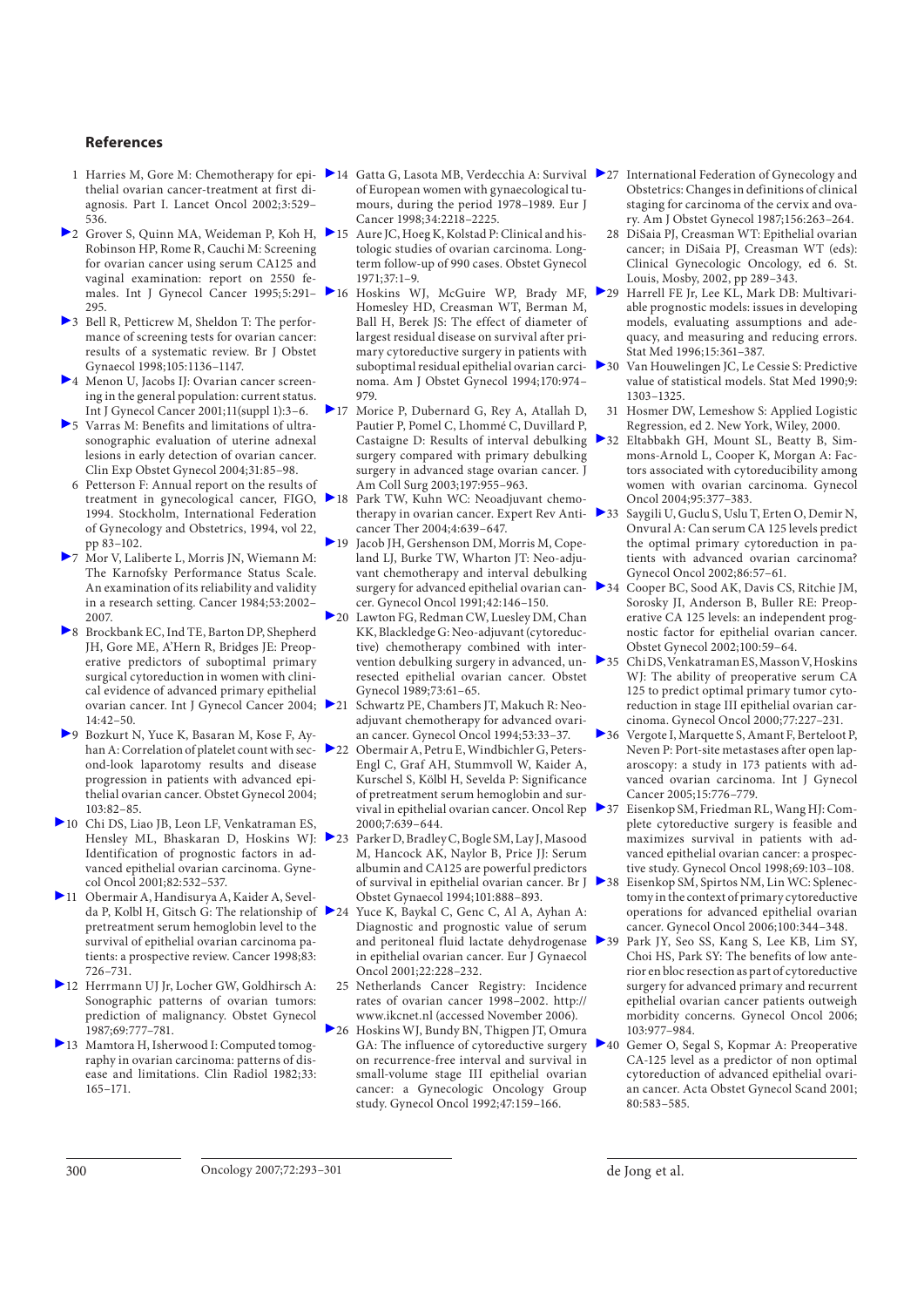## References

1. Harries M, Gore M: Chemotherapy for epithelial ovarian cancer-treatment at first diagnosis. Part I. Lancet Oncol 2002;3:529–536.
2. Grover S, Quinn MA, Weideman P, Koh H, Robinson HP, Rome R, Cauchi M: Screening for ovarian cancer using serum CA125 and vaginal examination: report on 2550 females. Int J Gynecol Cancer 1995;5:291–295.
3. Bell R, Petticrew M, Sheldon T: The performance of screening tests for ovarian cancer: results of a systematic review. Br J Obstet Gynaecol 1998;105:1136–1147.
4. Menon U, Jacobs IJ: Ovarian cancer screening in the general population: current status. Int J Gynecol Cancer 2001;11(suppl 1):3–6.
5. Varras M: Benefits and limitations of ultrasonographic evaluation of uterine adnexal lesions in early detection of ovarian cancer. Clin Exp Obstet Gynecol 2004;31:85–98.
6. Petterson F: Annual report on the results of treatment in gynecological cancer, FIGO, 1994. Stockholm, International Federation of Gynecology and Obstetrics, 1994, vol 22, pp 83–102.
7. Mor V, Laliberte L, Morris JN, Wiemann M: The Karnofsky Performance Status Scale. An examination of its reliability and validity in a research setting. Cancer 1984;53:2002–2007.
8. Brockbank EC, Ind TE, Barton DP, Shepherd JH, Gore ME, A'Hern R, Bridges JE: Preoperative predictors of suboptimal primary surgical cytoreduction in women with clinical evidence of advanced primary epithelial ovarian cancer. Int J Gynecol Cancer 2004;14:42–50.
9. Bozkurt N, Yuce K, Basaran M, Kose F, Ayhan A: Correlation of platelet count with second-look laparotomy results and disease progression in patients with advanced epithelial ovarian cancer. Obstet Gynecol 2004;103:82–85.
10. Chi DS, Liao JB, Leon LF, Venkatraman ES, Hensley ML, Bhaskaran D, Hoskins WJ: Identification of prognostic factors in advanced epithelial ovarian carcinoma. Gynecol Oncol 2001;82:532–537.
11. Obermair A, Handisurya A, Kaider A, Sevelda P, Kolbl H, Gitsch G: The relationship of pretreatment serum hemoglobin level to the survival of epithelial ovarian carcinoma patients: a prospective review. Cancer 1998;83:726–731.
12. Herrmann UJ Jr, Locher GW, Goldhirsch A: Sonographic patterns of ovarian tumors: prediction of malignancy. Obstet Gynecol 1987;69:777–781.
13. Mamtora H, Isherwood I: Computed tomography in ovarian carcinoma: patterns of disease and limitations. Clin Radiol 1982;33:165–171.
14. Gatta G, Lasota MB, Verdecchia A: Survival of European women with gynaecological tumours, during the period 1978–1989. Eur J Cancer 1998;34:2218–2225.
15. Aure JC, Hoeg K, Kolstad P: Clinical and histologic studies of ovarian carcinoma. Long-term follow-up of 990 cases. Obstet Gynecol 1971;37:1–9.
16. Hoskins WJ, McGuire WP, Brady MF, Homesley HD, Creasman WT, Berman M, Ball H, Berek JS: The effect of diameter of largest residual disease on survival after primary cytoreductive surgery in patients with suboptimal residual epithelial ovarian carcinoma. Am J Obstet Gynecol 1994;170:974–979.
17. Morice P, Dubernard G, Rey A, Atallah D, Pautier P, Pomel C, Lhommé C, Duvillard P, Castaigne D: Results of interval debulking surgery compared with primary debulking surgery in advanced stage ovarian cancer. J Am Coll Surg 2003;197:955–963.
18. Park TW, Kuhn WC: Neoadjuvant chemotherapy in ovarian cancer. Expert Rev Anticancer Ther 2004;4:639–647.
19. Jacob JH, Gershenson DM, Morris M, Copeland LJ, Burke TW, Wharton JT: Neo-adjuvant chemotherapy and interval debulking surgery for advanced epithelial ovarian cancer. Gynecol Oncol 1991;42:146–150.
20. Lawton FG, Redman CW, Luesley DM, Chan KK, Blackledge G: Neo-adjuvant (cytoreductive) chemotherapy combined with intervention debulking surgery in advanced, unresected epithelial ovarian cancer. Obstet Gynecol 1989;73:61–65.
21. Schwartz PE, Chambers JT, Makuch R: Neoadjuvant chemotherapy for advanced ovarian cancer. Gynecol Oncol 1994;53:33–37.
22. Obermair A, Petru E, Windbichler G, Peters-Engl C, Graf AH, Stummvoll W, Kaider A, Kurschel S, Kölbl H, Sevelda P: Significance of pretreatment serum hemoglobin and survival in epithelial ovarian cancer. Oncol Rep 2000;7:639–644.
23. Parker D, Bradley C, Bogle SM, Lay J, Masood M, Hancock AK, Naylor B, Price JJ: Serum albumin and CA125 are powerful predictors of survival in epithelial ovarian cancer. Br J Obstet Gynaecol 1994;101:888–893.
24. Yuce K, Baykal C, Genc C, Al A, Ayhan A: Diagnostic and prognostic value of serum and peritoneal fluid lactate dehydrogenase in epithelial ovarian cancer. Eur J Gynaecol Oncol 2001;22:228–232.
25. Netherlands Cancer Registry: Incidence rates of ovarian cancer 1998–2002. http://www.ikcnet.nl (accessed November 2006).
26. Hoskins WJ, Bundy BN, Thigpen JT, Omura GA: The influence of cytoreductive surgery on recurrence-free interval and survival in small-volume stage III epithelial ovarian cancer: a Gynecologic Oncology Group study. Gynecol Oncol 1992;47:159–166.
27. International Federation of Gynecology and Obstetrics: Changes in definitions of clinical staging for carcinoma of the cervix and ovary. Am J Obstet Gynecol 1987;156:263–264.
28. DiSaia PJ, Creasman WT: Epithelial ovarian cancer; in DiSaia PJ, Creasman WT (eds): Clinical Gynecologic Oncology, ed 6. St. Louis, Mosby, 2002, pp 289–343.
29. Harrell FE Jr, Lee KL, Mark DB: Multivariable prognostic models: issues in developing models, evaluating assumptions and adequacy, and measuring and reducing errors. Stat Med 1996;15:361–387.
30. Van Houwelingen JC, Le Cessie S: Predictive value of statistical models. Stat Med 1990;9:1303–1325.
31. Hosmer DW, Lemeshow S: Applied Logistic Regression, ed 2. New York, Wiley, 2000.
32. Eltabbakh GH, Mount SL, Beatty B, Simmons-Arnold L, Cooper K, Morgan A: Factors associated with cytoreducibility among women with ovarian carcinoma. Gynecol Oncol 2004;95:377–383.
33. Saygili U, Guclu S, Uslu T, Erten O, Demir N, Onvural A: Can serum CA 125 levels predict the optimal primary cytoreduction in patients with advanced ovarian carcinoma? Gynecol Oncol 2002;86:57–61.
34. Cooper BC, Sood AK, Davis CS, Ritchie JM, Sorosky JI, Anderson B, Buller RE: Preoperative CA 125 levels: an independent prognostic factor for epithelial ovarian cancer. Obstet Gynecol 2002;100:59–64.
35. Chi DS, Venkatraman ES, Masson V, Hoskins WJ: The ability of preoperative serum CA 125 to predict optimal primary tumor cytoreduction in stage III epithelial ovarian carcinoma. Gynecol Oncol 2000;77:227–231.
36. Vergote I, Marquette S, Amant F, Berteloot P, Neven P: Port-site metastases after open laparoscopy: a study in 173 patients with advanced ovarian carcinoma. Int J Gynecol Cancer 2005;15:776–779.
37. Eisenkop SM, Friedman RL, Wang HJ: Complete cytoreductive surgery is feasible and maximizes survival in patients with advanced epithelial ovarian cancer: a prospective study. Gynecol Oncol 1998;69:103–108.
38. Eisenkop SM, Spirtos NM, Lin WC: Splenectomy in the context of primary cytoreductive operations for advanced epithelial ovarian cancer. Gynecol Oncol 2006;100:344–348.
39. Park JY, Seo SS, Kang S, Lee KB, Lim SY, Choi HS, Park SY: The benefits of low anterior en bloc resection as part of cytoreductive surgery for advanced primary and recurrent epithelial ovarian cancer patients outweigh morbidity concerns. Gynecol Oncol 2006;103:977–984.
40. Gemer O, Segal S, Kopmar A: Preoperative CA-125 level as a predictor of non optimal cytoreduction of advanced epithelial ovarian cancer. Acta Obstet Gynecol Scand 2001;80:583–585.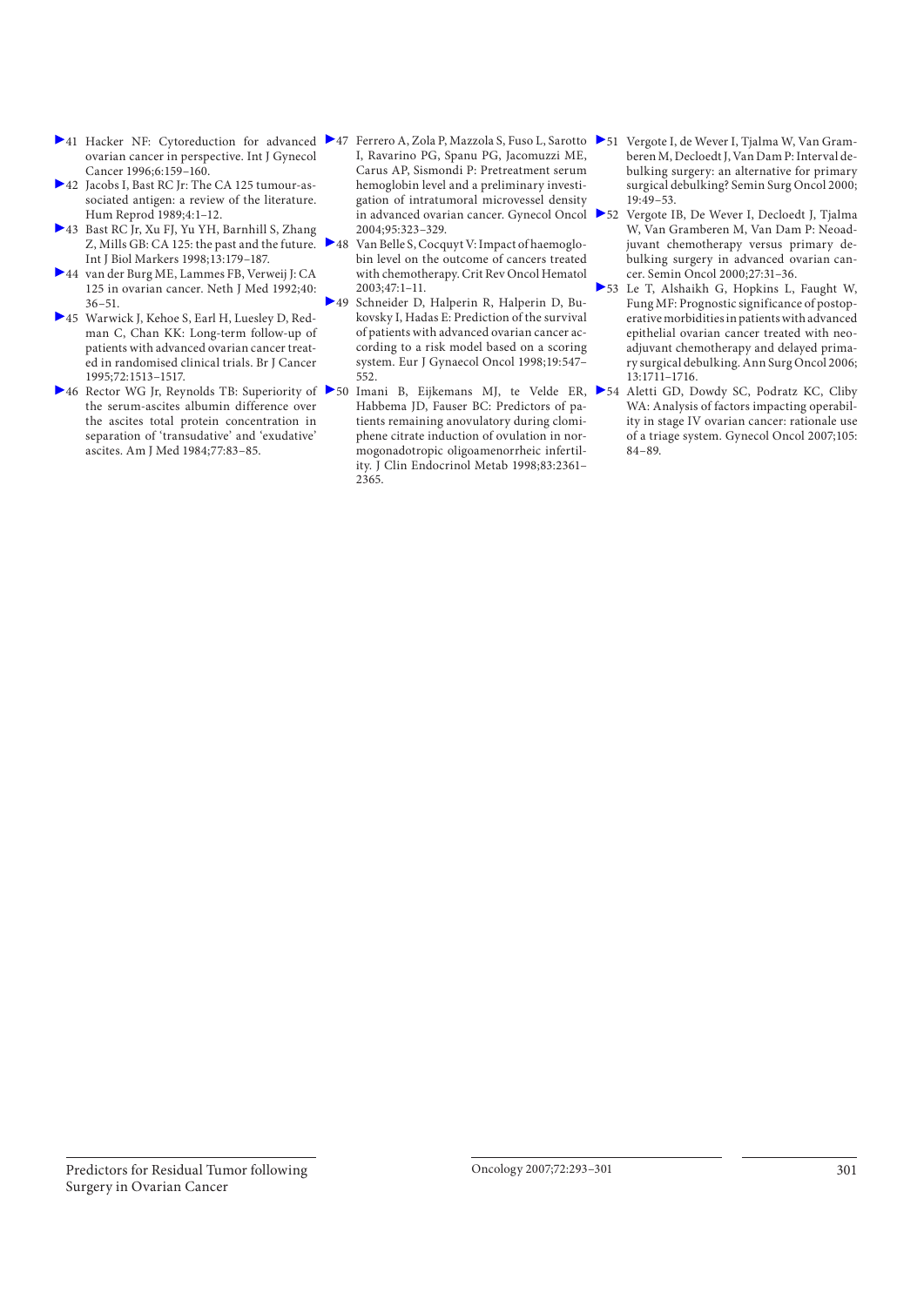41 Hacker NF: Cytoreduction for advanced ovarian cancer in perspective. Int J Gynecol Cancer 1996;6:159–160.

42 Jacobs I, Bast RC Jr: The CA 125 tumour-associated antigen: a review of the literature. Hum Reprod 1989;4:1–12.

43 Bast RC Jr, Xu FJ, Yu YH, Barnhill S, Zhang Z, Mills GB: CA 125: the past and the future. Int J Biol Markers 1998;13:179–187.

44 van der Burg ME, Lammes FB, Verweij J: CA 125 in ovarian cancer. Neth J Med 1992;40:36–51.

45 Warwick J, Kehoe S, Earl H, Luesley D, Redman C, Chan KK: Long-term follow-up of patients with advanced ovarian cancer treated in randomised clinical trials. Br J Cancer 1995;72:1513–1517.

46 Rector WG Jr, Reynolds TB: Superiority of the serum-ascites albumin difference over the ascites total protein concentration in separation of 'transudative' and 'exudative' ascites. Am J Med 1984;77:83–85.

47 Ferrero A, Zola P, Mazzola S, Fuso L, Sarotto I, Ravarino PG, Spanu PG, Jacomuzzi ME, Carus AP, Sismondi P: Pretreatment serum hemoglobin level and a preliminary investigation of intratumoral microvessel density in advanced ovarian cancer. Gynecol Oncol 2004;95:323–329.

48 Van Belle S, Cocquyt V: Impact of haemoglobin level on the outcome of cancers treated with chemotherapy. Crit Rev Oncol Hematol 2003;47:1–11.

49 Schneider D, Halperin R, Halperin D, Bukovsky I, Hadas E: Prediction of the survival of patients with advanced ovarian cancer according to a risk model based on a scoring system. Eur J Gynaecol Oncol 1998;19:547–552.

50 Imani B, Eijkemans MJ, te Velde ER, Habbema JD, Fauser BC: Predictors of patients remaining anovulatory during clomiphene citrate induction of ovulation in normogonadotropic oligoamenorrheic infertility. J Clin Endocrinol Metab 1998;83:2361–2365.

51 Vergote I, de Wever I, Tjalma W, Van Gramberen M, Decloedt J, Van Dam P: Interval debulking surgery: an alternative for primary surgical debulking? Semin Surg Oncol 2000;19:49–53.

52 Vergote IB, De Wever I, Decloedt J, Tjalma W, Van Gramberen M, Van Dam P: Neoadjuvant chemotherapy versus primary debulking surgery in advanced ovarian cancer. Semin Oncol 2000;27:31–36.

53 Le T, Alshaikh G, Hopkins L, Faught W, Fung MF: Prognostic significance of postoperative morbidities in patients with advanced epithelial ovarian cancer treated with neoadjuvant chemotherapy and delayed primary surgical debulking. Ann Surg Oncol 2006;13:1711–1716.

54 Aletti GD, Dowdy SC, Podratz KC, Cliby WA: Analysis of factors impacting operability in stage IV ovarian cancer: rationale use of a triage system. Gynecol Oncol 2007;105:84–89.